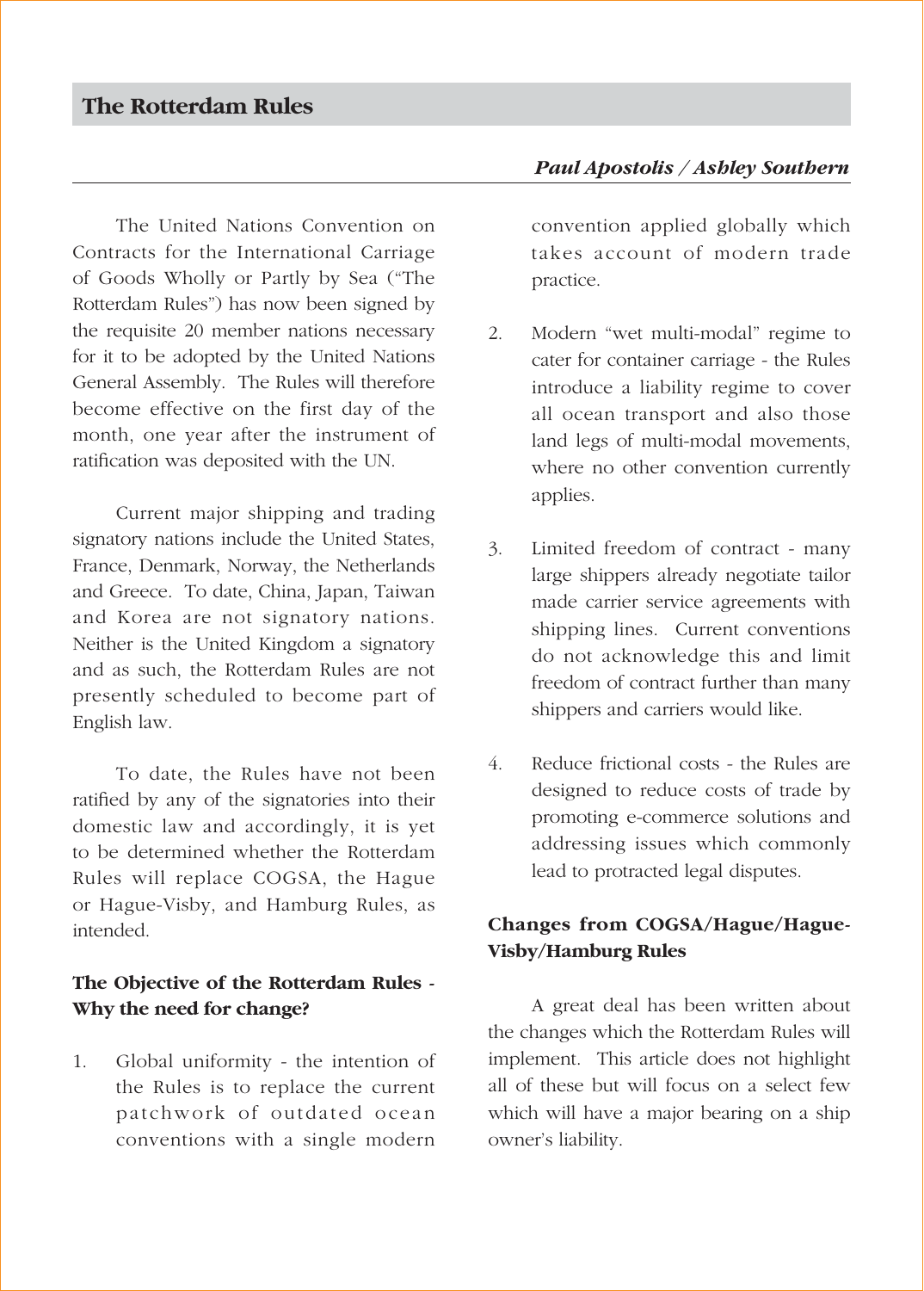# The Rotterdam Rules

***Paul Apostolis / Ashley Southern***

The United Nations Convention on Contracts for the International Carriage of Goods Wholly or Partly by Sea ("The Rotterdam Rules") has now been signed by the requisite 20 member nations necessary for it to be adopted by the United Nations General Assembly. The Rules will therefore become effective on the first day of the month, one year after the instrument of ratification was deposited with the UN.

Current major shipping and trading signatory nations include the United States, France, Denmark, Norway, the Netherlands and Greece. To date, China, Japan, Taiwan and Korea are not signatory nations. Neither is the United Kingdom a signatory and as such, the Rotterdam Rules are not presently scheduled to become part of English law.

To date, the Rules have not been ratified by any of the signatories into their domestic law and accordingly, it is yet to be determined whether the Rotterdam Rules will replace COGSA, the Hague or Hague-Visby, and Hamburg Rules, as intended.

## The Objective of the Rotterdam Rules - Why the need for change?

1. Global uniformity - the intention of the Rules is to replace the current patchwork of outdated ocean conventions with a single modern convention applied globally which takes account of modern trade practice.

2. Modern "wet multi-modal" regime to cater for container carriage - the Rules introduce a liability regime to cover all ocean transport and also those land legs of multi-modal movements, where no other convention currently applies.

3. Limited freedom of contract - many large shippers already negotiate tailor made carrier service agreements with shipping lines. Current conventions do not acknowledge this and limit freedom of contract further than many shippers and carriers would like.

4. Reduce frictional costs - the Rules are designed to reduce costs of trade by promoting e-commerce solutions and addressing issues which commonly lead to protracted legal disputes.

## Changes from COGSA/Hague/Hague-Visby/Hamburg Rules

A great deal has been written about the changes which the Rotterdam Rules will implement. This article does not highlight all of these but will focus on a select few which will have a major bearing on a ship owner's liability.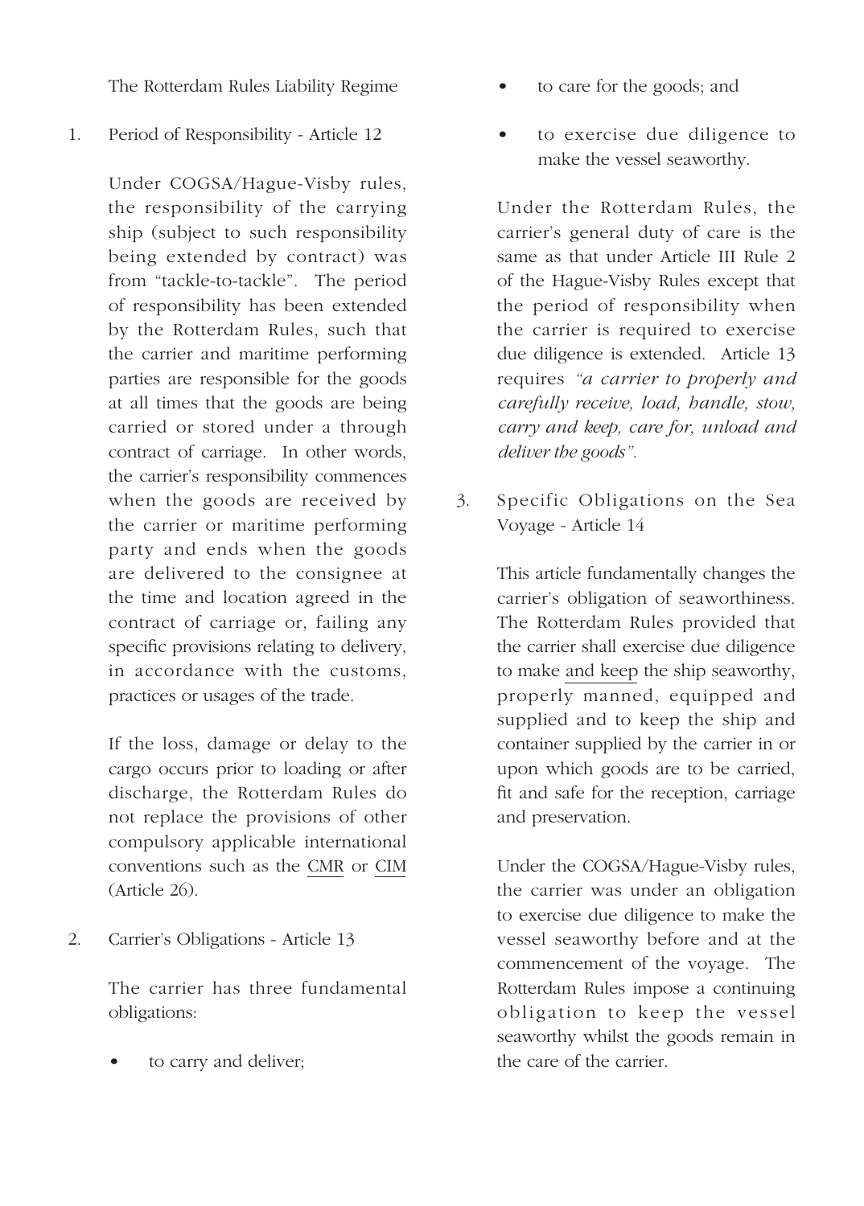The Rotterdam Rules Liability Regime

1. Period of Responsibility - Article 12

   Under COGSA/Hague-Visby rules, the responsibility of the carrying ship (subject to such responsibility being extended by contract) was from "tackle-to-tackle". The period of responsibility has been extended by the Rotterdam Rules, such that the carrier and maritime performing parties are responsible for the goods at all times that the goods are being carried or stored under a through contract of carriage. In other words, the carrier's responsibility commences when the goods are received by the carrier or maritime performing party and ends when the goods are delivered to the consignee at the time and location agreed in the contract of carriage or, failing any specific provisions relating to delivery, in accordance with the customs, practices or usages of the trade.

   If the loss, damage or delay to the cargo occurs prior to loading or after discharge, the Rotterdam Rules do not replace the provisions of other compulsory applicable international conventions such as the CMR or CIM (Article 26).

2. Carrier's Obligations - Article 13

   The carrier has three fundamental obligations:

   - to carry and deliver;
   - to care for the goods; and
   - to exercise due diligence to make the vessel seaworthy.

   Under the Rotterdam Rules, the carrier's general duty of care is the same as that under Article III Rule 2 of the Hague-Visby Rules except that the period of responsibility when the carrier is required to exercise due diligence is extended. Article 13 requires *"a carrier to properly and carefully receive, load, handle, stow, carry and keep, care for, unload and deliver the goods".*

3. Specific Obligations on the Sea Voyage - Article 14

   This article fundamentally changes the carrier's obligation of seaworthiness. The Rotterdam Rules provided that the carrier shall exercise due diligence to make and keep the ship seaworthy, properly manned, equipped and supplied and to keep the ship and container supplied by the carrier in or upon which goods are to be carried, fit and safe for the reception, carriage and preservation.

   Under the COGSA/Hague-Visby rules, the carrier was under an obligation to exercise due diligence to make the vessel seaworthy before and at the commencement of the voyage. The Rotterdam Rules impose a continuing obligation to keep the vessel seaworthy whilst the goods remain in the care of the carrier.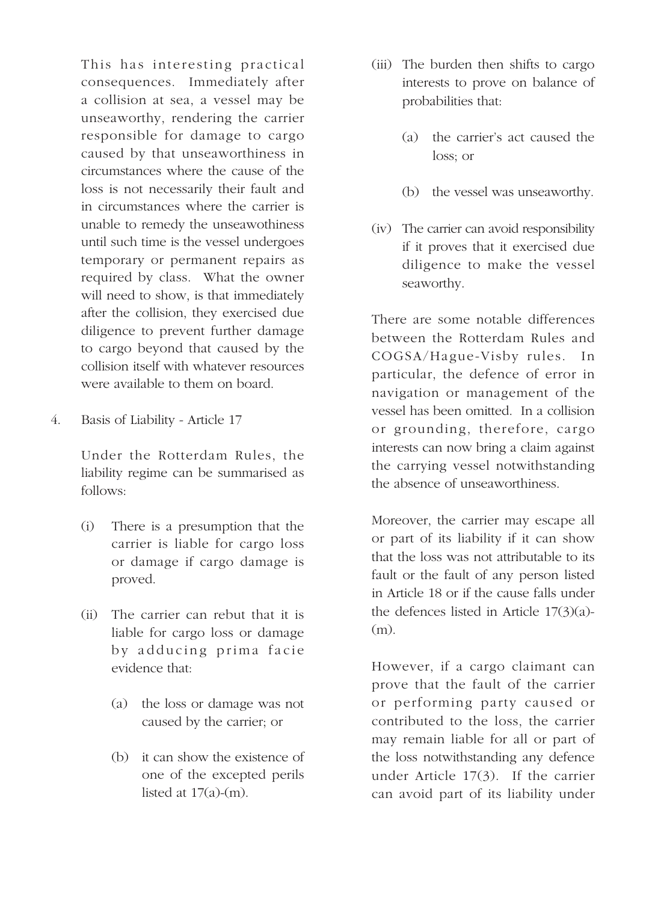This has interesting practical consequences. Immediately after a collision at sea, a vessel may be unseaworthy, rendering the carrier responsible for damage to cargo caused by that unseaworthiness in circumstances where the cause of the loss is not necessarily their fault and in circumstances where the carrier is unable to remedy the unseawothiness until such time is the vessel undergoes temporary or permanent repairs as required by class. What the owner will need to show, is that immediately after the collision, they exercised due diligence to prevent further damage to cargo beyond that caused by the collision itself with whatever resources were available to them on board.

4. Basis of Liability - Article 17

Under the Rotterdam Rules, the liability regime can be summarised as follows:

(i) There is a presumption that the carrier is liable for cargo loss or damage if cargo damage is proved.

(ii) The carrier can rebut that it is liable for cargo loss or damage by adducing prima facie evidence that:

   (a) the loss or damage was not caused by the carrier; or

   (b) it can show the existence of one of the excepted perils listed at 17(a)-(m).

(iii) The burden then shifts to cargo interests to prove on balance of probabilities that:

   (a) the carrier's act caused the loss; or

   (b) the vessel was unseaworthy.

(iv) The carrier can avoid responsibility if it proves that it exercised due diligence to make the vessel seaworthy.

There are some notable differences between the Rotterdam Rules and COGSA/Hague-Visby rules. In particular, the defence of error in navigation or management of the vessel has been omitted. In a collision or grounding, therefore, cargo interests can now bring a claim against the carrying vessel notwithstanding the absence of unseaworthiness.

Moreover, the carrier may escape all or part of its liability if it can show that the loss was not attributable to its fault or the fault of any person listed in Article 18 or if the cause falls under the defences listed in Article 17(3)(a)-(m).

However, if a cargo claimant can prove that the fault of the carrier or performing party caused or contributed to the loss, the carrier may remain liable for all or part of the loss notwithstanding any defence under Article 17(3). If the carrier can avoid part of its liability under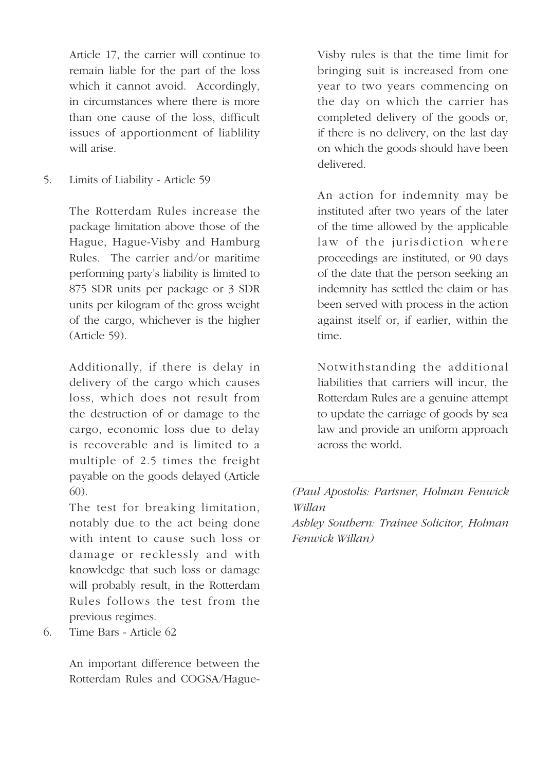Article 17, the carrier will continue to remain liable for the part of the loss which it cannot avoid. Accordingly, in circumstances where there is more than one cause of the loss, difficult issues of apportionment of liablility will arise.

5. Limits of Liability - Article 59

The Rotterdam Rules increase the package limitation above those of the Hague, Hague-Visby and Hamburg Rules. The carrier and/or maritime performing party's liability is limited to 875 SDR units per package or 3 SDR units per kilogram of the gross weight of the cargo, whichever is the higher (Article 59).

Additionally, if there is delay in delivery of the cargo which causes loss, which does not result from the destruction of or damage to the cargo, economic loss due to delay is recoverable and is limited to a multiple of 2.5 times the freight payable on the goods delayed (Article 60).

The test for breaking limitation, notably due to the act being done with intent to cause such loss or damage or recklessly and with knowledge that such loss or damage will probably result, in the Rotterdam Rules follows the test from the previous regimes.

6. Time Bars - Article 62

An important difference between the Rotterdam Rules and COGSA/Hague-Visby rules is that the time limit for bringing suit is increased from one year to two years commencing on the day on which the carrier has completed delivery of the goods or, if there is no delivery, on the last day on which the goods should have been delivered.

An action for indemnity may be instituted after two years of the later of the time allowed by the applicable law of the jurisdiction where proceedings are instituted, or 90 days of the date that the person seeking an indemnity has settled the claim or has been served with process in the action against itself or, if earlier, within the time.

Notwithstanding the additional liabilities that carriers will incur, the Rotterdam Rules are a genuine attempt to update the carriage of goods by sea law and provide an uniform approach across the world.

---

*(Paul Apostolis: Partsner, Holman Fenwick Willan*
*Ashley Southern: Trainee Solicitor, Holman Fenwick Willan)*